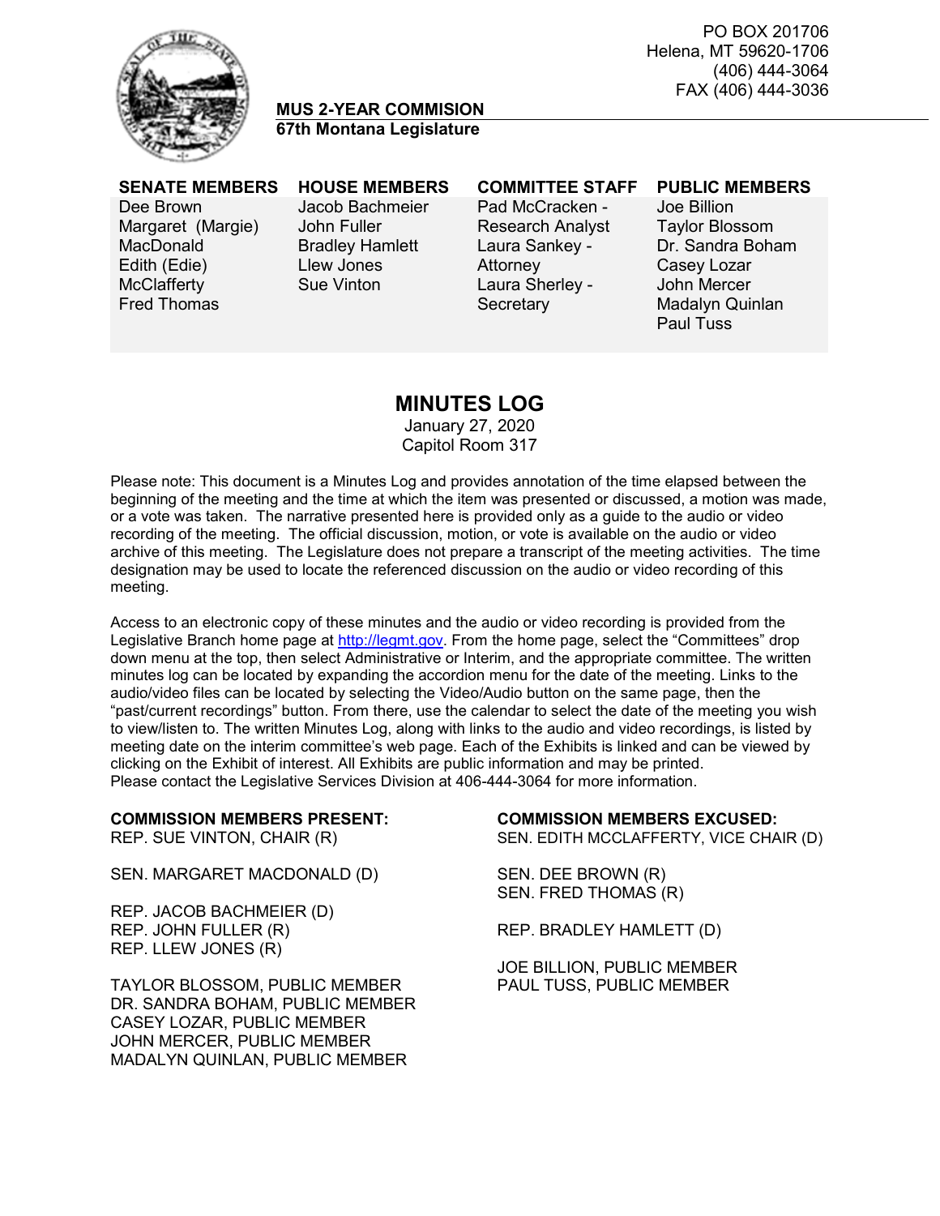PO BOX 201706
Helena, MT 59620-1706
(406) 444-3064
FAX (406) 444-3036

**MUS 2-YEAR COMMISION**
**67th Montana Legislature**

| SENATE MEMBERS | HOUSE MEMBERS | COMMITTEE STAFF | PUBLIC MEMBERS |
|---|---|---|---|
| Dee Brown | Jacob Bachmeier | Pad McCracken - Research Analyst | Joe Billion |
| Margaret (Margie) MacDonald | John Fuller | Laura Sankey - Attorney | Taylor Blossom |
| Edith (Edie) McClafferty | Bradley Hamlett | Laura Sherley - Secretary | Dr. Sandra Boham |
| Fred Thomas | Llew Jones | | Casey Lozar |
| | Sue Vinton | | John Mercer |
| | | | Madalyn Quinlan |
| | | | Paul Tuss |

# MINUTES LOG

January 27, 2020
Capitol Room 317

Please note: This document is a Minutes Log and provides annotation of the time elapsed between the beginning of the meeting and the time at which the item was presented or discussed, a motion was made, or a vote was taken. The narrative presented here is provided only as a guide to the audio or video recording of the meeting. The official discussion, motion, or vote is available on the audio or video archive of this meeting. The Legislature does not prepare a transcript of the meeting activities. The time designation may be used to locate the referenced discussion on the audio or video recording of this meeting.

Access to an electronic copy of these minutes and the audio or video recording is provided from the Legislative Branch home page at http://legmt.gov. From the home page, select the "Committees" drop down menu at the top, then select Administrative or Interim, and the appropriate committee. The written minutes log can be located by expanding the accordion menu for the date of the meeting. Links to the audio/video files can be located by selecting the Video/Audio button on the same page, then the "past/current recordings" button. From there, use the calendar to select the date of the meeting you wish to view/listen to. The written Minutes Log, along with links to the audio and video recordings, is listed by meeting date on the interim committee's web page. Each of the Exhibits is linked and can be viewed by clicking on the Exhibit of interest. All Exhibits are public information and may be printed. Please contact the Legislative Services Division at 406-444-3064 for more information.

**COMMISSION MEMBERS PRESENT:**

REP. SUE VINTON, CHAIR (R)

SEN. MARGARET MACDONALD (D)

REP. JACOB BACHMEIER (D)
REP. JOHN FULLER (R)
REP. LLEW JONES (R)

TAYLOR BLOSSOM, PUBLIC MEMBER
DR. SANDRA BOHAM, PUBLIC MEMBER
CASEY LOZAR, PUBLIC MEMBER
JOHN MERCER, PUBLIC MEMBER
MADALYN QUINLAN, PUBLIC MEMBER

**COMMISSION MEMBERS EXCUSED:**

SEN. EDITH MCCLAFFERTY, VICE CHAIR (D)

SEN. DEE BROWN (R)
SEN. FRED THOMAS (R)

REP. BRADLEY HAMLETT (D)

JOE BILLION, PUBLIC MEMBER
PAUL TUSS, PUBLIC MEMBER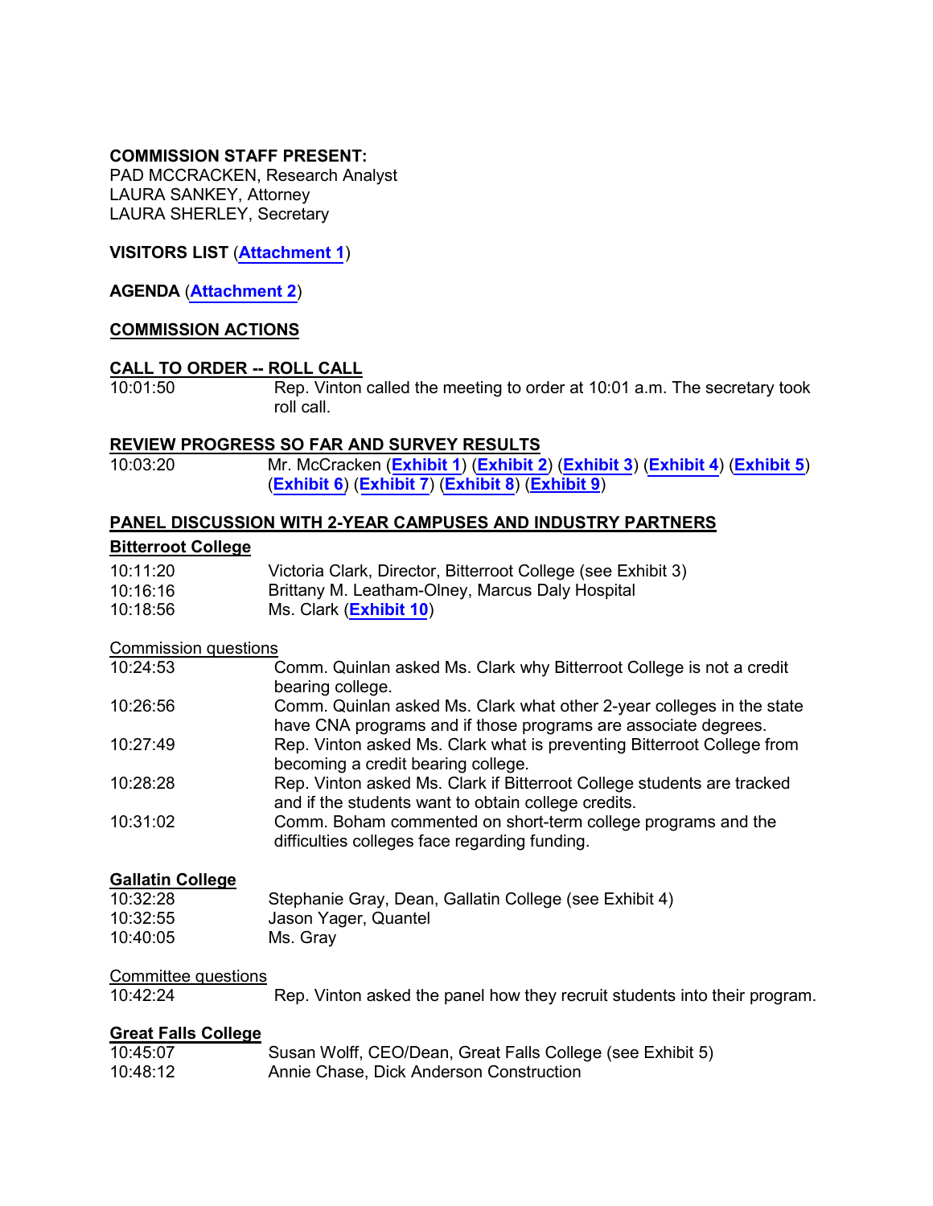**COMMISSION STAFF PRESENT:**
PAD MCCRACKEN, Research Analyst
LAURA SANKEY, Attorney
LAURA SHERLEY, Secretary

**VISITORS LIST** (**Attachment 1**)

**AGENDA** (**Attachment 2**)

**COMMISSION ACTIONS**

**CALL TO ORDER -- ROLL CALL**

| | |
|---|---|
| 10:01:50 | Rep. Vinton called the meeting to order at 10:01 a.m. The secretary took roll call. |

**REVIEW PROGRESS SO FAR AND SURVEY RESULTS**

| | |
|---|---|
| 10:03:20 | Mr. McCracken (**Exhibit 1**) (**Exhibit 2**) (**Exhibit 3**) (**Exhibit 4**) (**Exhibit 5**) (**Exhibit 6**) (**Exhibit 7**) (**Exhibit 8**) (**Exhibit 9**) |

**PANEL DISCUSSION WITH 2-YEAR CAMPUSES AND INDUSTRY PARTNERS**

**Bitterroot College**

| | |
|---|---|
| 10:11:20 | Victoria Clark, Director, Bitterroot College (see Exhibit 3) |
| 10:16:16 | Brittany M. Leatham-Olney, Marcus Daly Hospital |
| 10:18:56 | Ms. Clark (**Exhibit 10**) |

Commission questions

| | |
|---|---|
| 10:24:53 | Comm. Quinlan asked Ms. Clark why Bitterroot College is not a credit bearing college. |
| 10:26:56 | Comm. Quinlan asked Ms. Clark what other 2-year colleges in the state have CNA programs and if those programs are associate degrees. |
| 10:27:49 | Rep. Vinton asked Ms. Clark what is preventing Bitterroot College from becoming a credit bearing college. |
| 10:28:28 | Rep. Vinton asked Ms. Clark if Bitterroot College students are tracked and if the students want to obtain college credits. |
| 10:31:02 | Comm. Boham commented on short-term college programs and the difficulties colleges face regarding funding. |

**Gallatin College**

| | |
|---|---|
| 10:32:28 | Stephanie Gray, Dean, Gallatin College (see Exhibit 4) |
| 10:32:55 | Jason Yager, Quantel |
| 10:40:05 | Ms. Gray |

Committee questions

| | |
|---|---|
| 10:42:24 | Rep. Vinton asked the panel how they recruit students into their program. |

**Great Falls College**

| | |
|---|---|
| 10:45:07 | Susan Wolff, CEO/Dean, Great Falls College (see Exhibit 5) |
| 10:48:12 | Annie Chase, Dick Anderson Construction |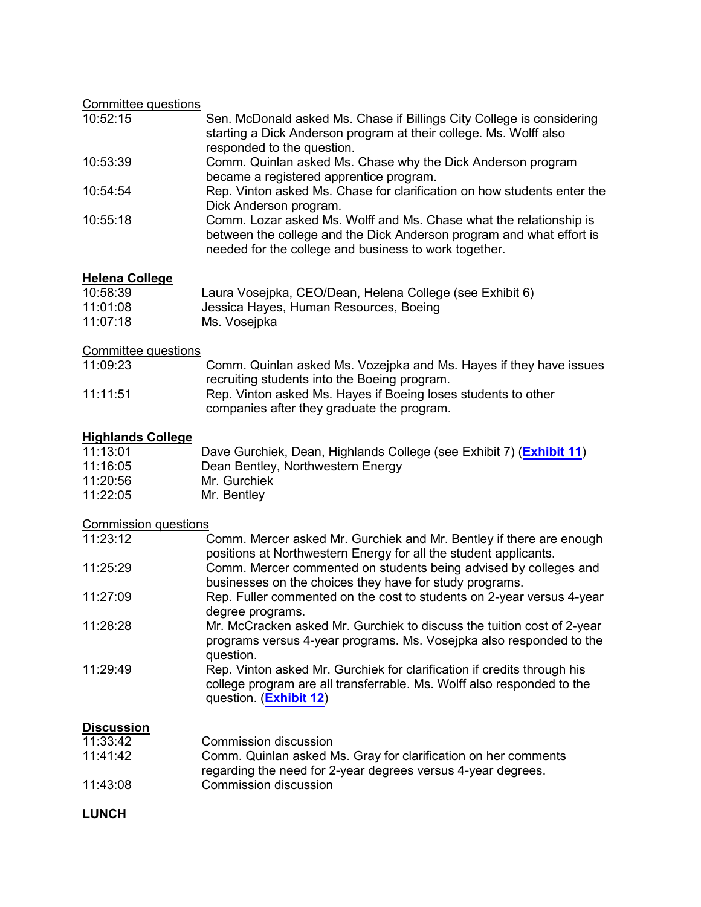Committee questions

| | |
|---|---|
| 10:52:15 | Sen. McDonald asked Ms. Chase if Billings City College is considering starting a Dick Anderson program at their college. Ms. Wolff also responded to the question. |
| 10:53:39 | Comm. Quinlan asked Ms. Chase why the Dick Anderson program became a registered apprentice program. |
| 10:54:54 | Rep. Vinton asked Ms. Chase for clarification on how students enter the Dick Anderson program. |
| 10:55:18 | Comm. Lozar asked Ms. Wolff and Ms. Chase what the relationship is between the college and the Dick Anderson program and what effort is needed for the college and business to work together. |

**Helena College**

| | |
|---|---|
| 10:58:39 | Laura Vosejpka, CEO/Dean, Helena College (see Exhibit 6) |
| 11:01:08 | Jessica Hayes, Human Resources, Boeing |
| 11:07:18 | Ms. Vosejpka |

Committee questions

| | |
|---|---|
| 11:09:23 | Comm. Quinlan asked Ms. Vozejpka and Ms. Hayes if they have issues recruiting students into the Boeing program. |
| 11:11:51 | Rep. Vinton asked Ms. Hayes if Boeing loses students to other companies after they graduate the program. |

**Highlands College**

| | |
|---|---|
| 11:13:01 | Dave Gurchiek, Dean, Highlands College (see Exhibit 7) (**Exhibit 11**) |
| 11:16:05 | Dean Bentley, Northwestern Energy |
| 11:20:56 | Mr. Gurchiek |
| 11:22:05 | Mr. Bentley |

Commission questions

| | |
|---|---|
| 11:23:12 | Comm. Mercer asked Mr. Gurchiek and Mr. Bentley if there are enough positions at Northwestern Energy for all the student applicants. |
| 11:25:29 | Comm. Mercer commented on students being advised by colleges and businesses on the choices they have for study programs. |
| 11:27:09 | Rep. Fuller commented on the cost to students on 2-year versus 4-year degree programs. |
| 11:28:28 | Mr. McCracken asked Mr. Gurchiek to discuss the tuition cost of 2-year programs versus 4-year programs. Ms. Vosejpka also responded to the question. |
| 11:29:49 | Rep. Vinton asked Mr. Gurchiek for clarification if credits through his college program are all transferrable. Ms. Wolff also responded to the question. (**Exhibit 12**) |

**Discussion**

| | |
|---|---|
| 11:33:42 | Commission discussion |
| 11:41:42 | Comm. Quinlan asked Ms. Gray for clarification on her comments regarding the need for 2-year degrees versus 4-year degrees. |
| 11:43:08 | Commission discussion |

**LUNCH**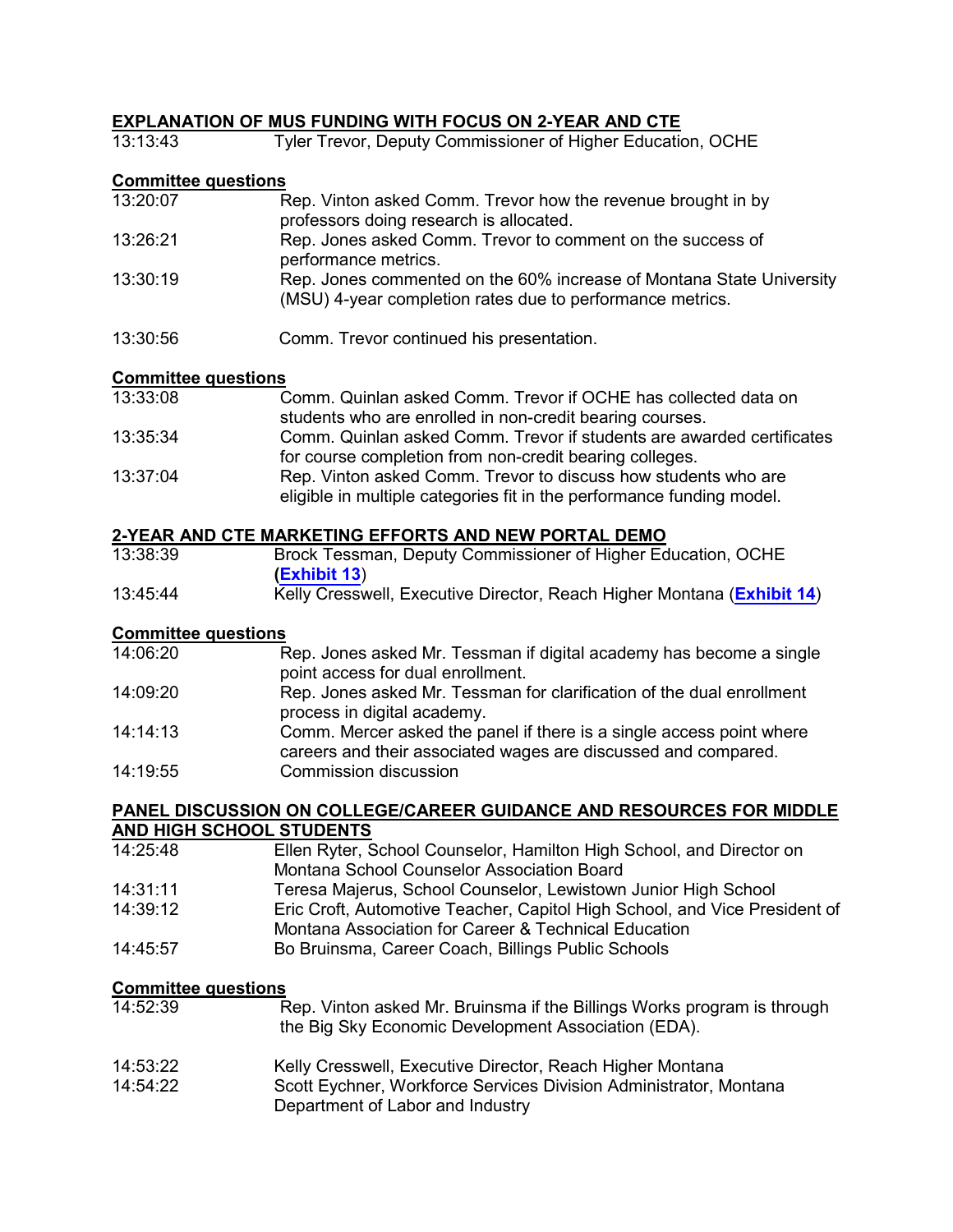## EXPLANATION OF MUS FUNDING WITH FOCUS ON 2-YEAR AND CTE

13:13:43 Tyler Trevor, Deputy Commissioner of Higher Education, OCHE

### Committee questions

13:20:07 Rep. Vinton asked Comm. Trevor how the revenue brought in by professors doing research is allocated.

13:26:21 Rep. Jones asked Comm. Trevor to comment on the success of performance metrics.

13:30:19 Rep. Jones commented on the 60% increase of Montana State University (MSU) 4-year completion rates due to performance metrics.

13:30:56 Comm. Trevor continued his presentation.

### Committee questions

13:33:08 Comm. Quinlan asked Comm. Trevor if OCHE has collected data on students who are enrolled in non-credit bearing courses.

13:35:34 Comm. Quinlan asked Comm. Trevor if students are awarded certificates for course completion from non-credit bearing colleges.

13:37:04 Rep. Vinton asked Comm. Trevor to discuss how students who are eligible in multiple categories fit in the performance funding model.

## 2-YEAR AND CTE MARKETING EFFORTS AND NEW PORTAL DEMO

13:38:39 Brock Tessman, Deputy Commissioner of Higher Education, OCHE (**Exhibit 13**)

13:45:44 Kelly Cresswell, Executive Director, Reach Higher Montana (**Exhibit 14**)

### Committee questions

14:06:20 Rep. Jones asked Mr. Tessman if digital academy has become a single point access for dual enrollment.

14:09:20 Rep. Jones asked Mr. Tessman for clarification of the dual enrollment process in digital academy.

14:14:13 Comm. Mercer asked the panel if there is a single access point where careers and their associated wages are discussed and compared.

14:19:55 Commission discussion

## PANEL DISCUSSION ON COLLEGE/CAREER GUIDANCE AND RESOURCES FOR MIDDLE AND HIGH SCHOOL STUDENTS

14:25:48 Ellen Ryter, School Counselor, Hamilton High School, and Director on Montana School Counselor Association Board

14:31:11 Teresa Majerus, School Counselor, Lewistown Junior High School

14:39:12 Eric Croft, Automotive Teacher, Capitol High School, and Vice President of Montana Association for Career & Technical Education

14:45:57 Bo Bruinsma, Career Coach, Billings Public Schools

### Committee questions

14:52:39 Rep. Vinton asked Mr. Bruinsma if the Billings Works program is through the Big Sky Economic Development Association (EDA).

14:53:22 Kelly Cresswell, Executive Director, Reach Higher Montana

14:54:22 Scott Eychner, Workforce Services Division Administrator, Montana Department of Labor and Industry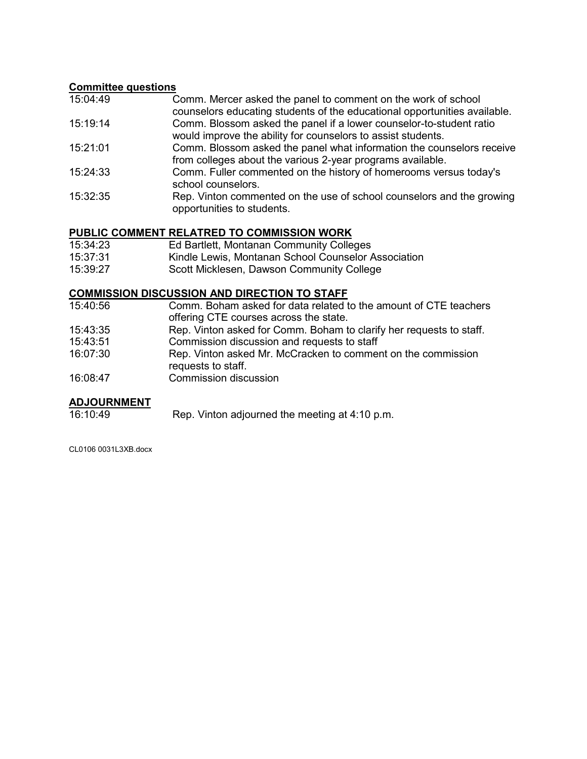**Committee questions**

| | |
|---|---|
| 15:04:49 | Comm. Mercer asked the panel to comment on the work of school counselors educating students of the educational opportunities available. |
| 15:19:14 | Comm. Blossom asked the panel if a lower counselor-to-student ratio would improve the ability for counselors to assist students. |
| 15:21:01 | Comm. Blossom asked the panel what information the counselors receive from colleges about the various 2-year programs available. |
| 15:24:33 | Comm. Fuller commented on the history of homerooms versus today's school counselors. |
| 15:32:35 | Rep. Vinton commented on the use of school counselors and the growing opportunities to students. |

**PUBLIC COMMENT RELATRED TO COMMISSION WORK**

| | |
|---|---|
| 15:34:23 | Ed Bartlett, Montanan Community Colleges |
| 15:37:31 | Kindle Lewis, Montanan School Counselor Association |
| 15:39:27 | Scott Micklesen, Dawson Community College |

**COMMISSION DISCUSSION AND DIRECTION TO STAFF**

| | |
|---|---|
| 15:40:56 | Comm. Boham asked for data related to the amount of CTE teachers offering CTE courses across the state. |
| 15:43:35 | Rep. Vinton asked for Comm. Boham to clarify her requests to staff. |
| 15:43:51 | Commission discussion and requests to staff |
| 16:07:30 | Rep. Vinton asked Mr. McCracken to comment on the commission requests to staff. |
| 16:08:47 | Commission discussion |

**ADJOURNMENT**

| | |
|---|---|
| 16:10:49 | Rep. Vinton adjourned the meeting at 4:10 p.m. |

CL0106 0031L3XB.docx